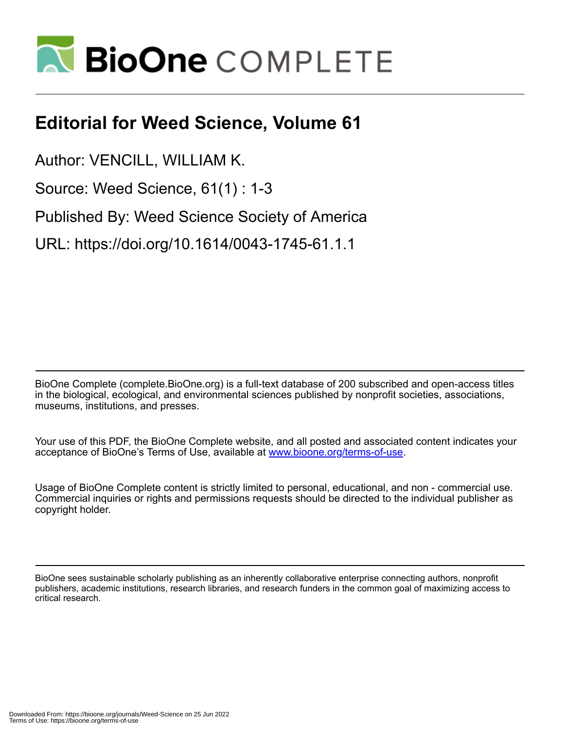# Editorial for Weed Science, Volume 61

Author: VENCILL, WILLIAM K.

Source: Weed Science, 61(1) : 1-3

Published By: Weed Science Society of America

URL: https://doi.org/10.1614/0043-1745-61.1.1

BioOne Complete (complete.BioOne.org) is a full-text database of 200 subscribed and open-access titles in the biological, ecological, and environmental sciences published by nonprofit societies, associations, museums, institutions, and presses.

Your use of this PDF, the BioOne Complete website, and all posted and associated content indicates your acceptance of BioOne's Terms of Use, available at www.bioone.org/terms-of-use.

Usage of BioOne Complete content is strictly limited to personal, educational, and non - commercial use. Commercial inquiries or rights and permissions requests should be directed to the individual publisher as copyright holder.

BioOne sees sustainable scholarly publishing as an inherently collaborative enterprise connecting authors, nonprofit publishers, academic institutions, research libraries, and research funders in the common goal of maximizing access to critical research.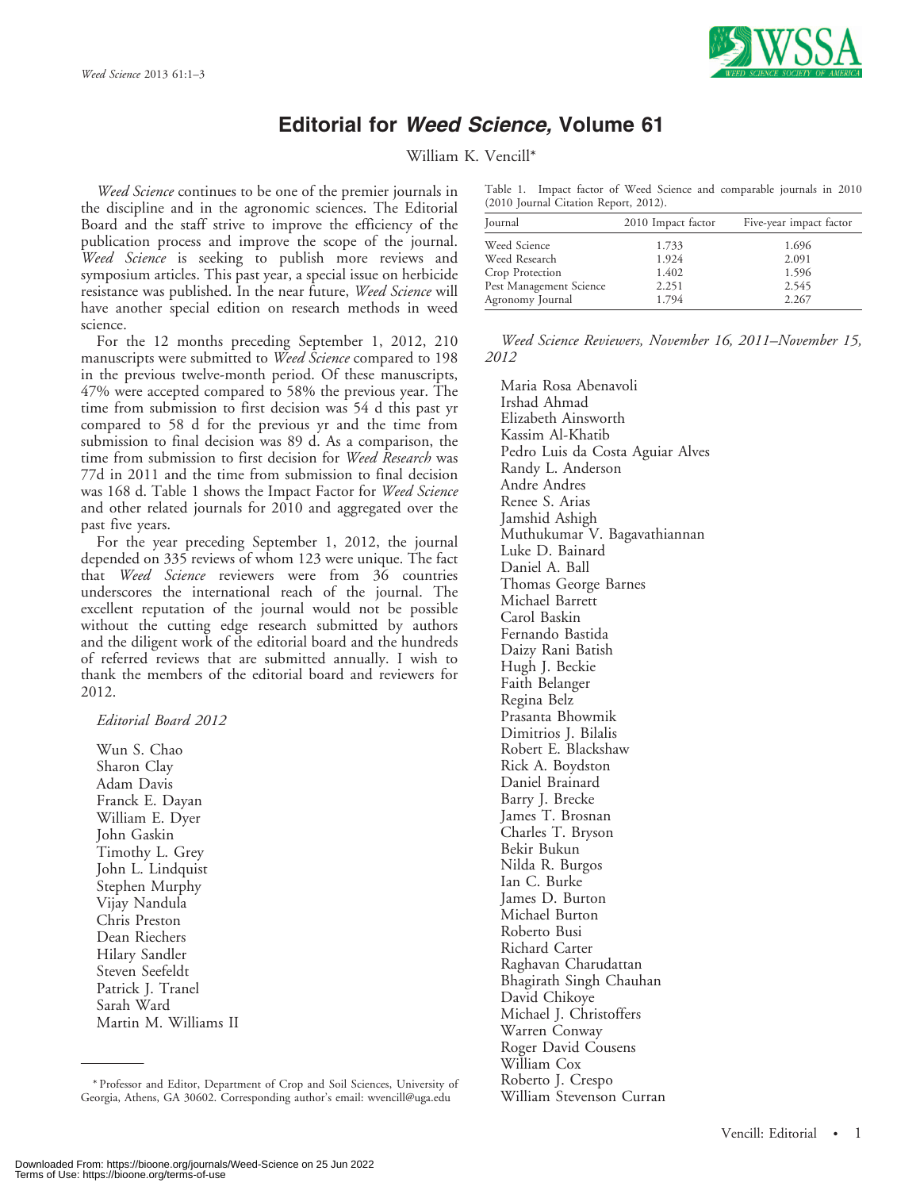# Editorial for *Weed Science,* Volume 61

William K. Vencill*

*Weed Science* continues to be one of the premier journals in the discipline and in the agronomic sciences. The Editorial Board and the staff strive to improve the efficiency of the publication process and improve the scope of the journal. *Weed Science* is seeking to publish more reviews and symposium articles. This past year, a special issue on herbicide resistance was published. In the near future, *Weed Science* will have another special edition on research methods in weed science.

For the 12 months preceding September 1, 2012, 210 manuscripts were submitted to *Weed Science* compared to 198 in the previous twelve-month period. Of these manuscripts, 47% were accepted compared to 58% the previous year. The time from submission to first decision was 54 d this past yr compared to 58 d for the previous yr and the time from submission to final decision was 89 d. As a comparison, the time from submission to first decision for *Weed Research* was 77d in 2011 and the time from submission to final decision was 168 d. Table 1 shows the Impact Factor for *Weed Science* and other related journals for 2010 and aggregated over the past five years.

For the year preceding September 1, 2012, the journal depended on 335 reviews of whom 123 were unique. The fact that *Weed Science* reviewers were from 36 countries underscores the international reach of the journal. The excellent reputation of the journal would not be possible without the cutting edge research submitted by authors and the diligent work of the editorial board and the hundreds of referred reviews that are submitted annually. I wish to thank the members of the editorial board and reviewers for 2012.

*Editorial Board 2012*

Wun S. Chao
Sharon Clay
Adam Davis
Franck E. Dayan
William E. Dyer
John Gaskin
Timothy L. Grey
John L. Lindquist
Stephen Murphy
Vijay Nandula
Chris Preston
Dean Riechers
Hilary Sandler
Steven Seefeldt
Patrick J. Tranel
Sarah Ward
Martin M. Williams II

Table 1. Impact factor of Weed Science and comparable journals in 2010 (2010 Journal Citation Report, 2012).

| Journal | 2010 Impact factor | Five-year impact factor |
|---|---|---|
| Weed Science | 1.733 | 1.696 |
| Weed Research | 1.924 | 2.091 |
| Crop Protection | 1.402 | 1.596 |
| Pest Management Science | 2.251 | 2.545 |
| Agronomy Journal | 1.794 | 2.267 |

*Weed Science Reviewers, November 16, 2011–November 15, 2012*

Maria Rosa Abenavoli
Irshad Ahmad
Elizabeth Ainsworth
Kassim Al-Khatib
Pedro Luis da Costa Aguiar Alves
Randy L. Anderson
Andre Andres
Renee S. Arias
Jamshid Ashigh
Muthukumar V. Bagavathiannan
Luke D. Bainard
Daniel A. Ball
Thomas George Barnes
Michael Barrett
Carol Baskin
Fernando Bastida
Daizy Rani Batish
Hugh J. Beckie
Faith Belanger
Regina Belz
Prasanta Bhowmik
Dimitrios J. Bilalis
Robert E. Blackshaw
Rick A. Boydston
Daniel Brainard
Barry J. Brecke
James T. Brosnan
Charles T. Bryson
Bekir Bukun
Nilda R. Burgos
Ian C. Burke
James D. Burton
Michael Burton
Roberto Busi
Richard Carter
Raghavan Charudattan
Bhagirath Singh Chauhan
David Chikoye
Michael J. Christoffers
Warren Conway
Roger David Cousens
William Cox
Roberto J. Crespo
William Stevenson Curran

\* Professor and Editor, Department of Crop and Soil Sciences, University of Georgia, Athens, GA 30602. Corresponding author's email: wvencill@uga.edu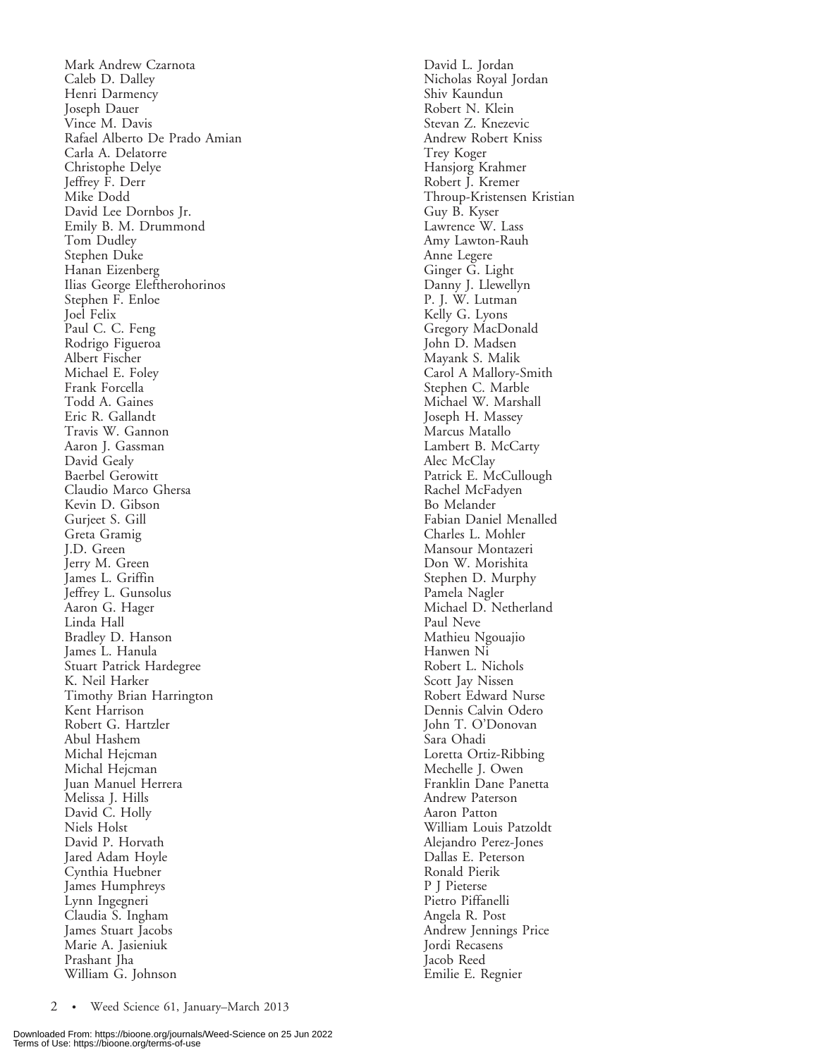Mark Andrew Czarnota
Caleb D. Dalley
Henri Darmency
Joseph Dauer
Vince M. Davis
Rafael Alberto De Prado Amian
Carla A. Delatorre
Christophe Delye
Jeffrey F. Derr
Mike Dodd
David Lee Dornbos Jr.
Emily B. M. Drummond
Tom Dudley
Stephen Duke
Hanan Eizenberg
Ilias George Eleftherohorinos
Stephen F. Enloe
Joel Felix
Paul C. C. Feng
Rodrigo Figueroa
Albert Fischer
Michael E. Foley
Frank Forcella
Todd A. Gaines
Eric R. Gallandt
Travis W. Gannon
Aaron J. Gassman
David Gealy
Baerbel Gerowitt
Claudio Marco Ghersa
Kevin D. Gibson
Gurjeet S. Gill
Greta Gramig
J.D. Green
Jerry M. Green
James L. Griffin
Jeffrey L. Gunsolus
Aaron G. Hager
Linda Hall
Bradley D. Hanson
James L. Hanula
Stuart Patrick Hardegree
K. Neil Harker
Timothy Brian Harrington
Kent Harrison
Robert G. Hartzler
Abul Hashem
Michal Hejcman
Michal Hejcman
Juan Manuel Herrera
Melissa J. Hills
David C. Holly
Niels Holst
David P. Horvath
Jared Adam Hoyle
Cynthia Huebner
James Humphreys
Lynn Ingegneri
Claudia S. Ingham
James Stuart Jacobs
Marie A. Jasieniuk
Prashant Jha
William G. Johnson
David L. Jordan
Nicholas Royal Jordan
Shiv Kaundun
Robert N. Klein
Stevan Z. Knezevic
Andrew Robert Kniss
Trey Koger
Hansjorg Krahmer
Robert J. Kremer
Throup-Kristensen Kristian
Guy B. Kyser
Lawrence W. Lass
Amy Lawton-Rauh
Anne Legere
Ginger G. Light
Danny J. Llewellyn
P. J. W. Lutman
Kelly G. Lyons
Gregory MacDonald
John D. Madsen
Mayank S. Malik
Carol A Mallory-Smith
Stephen C. Marble
Michael W. Marshall
Joseph H. Massey
Marcus Matallo
Lambert B. McCarty
Alec McClay
Patrick E. McCullough
Rachel McFadyen
Bo Melander
Fabian Daniel Menalled
Charles L. Mohler
Mansour Montazeri
Don W. Morishita
Stephen D. Murphy
Pamela Nagler
Michael D. Netherland
Paul Neve
Mathieu Ngouajio
Hanwen Ni
Robert L. Nichols
Scott Jay Nissen
Robert Edward Nurse
Dennis Calvin Odero
John T. O'Donovan
Sara Ohadi
Loretta Ortiz-Ribbing
Mechelle J. Owen
Franklin Dane Panetta
Andrew Paterson
Aaron Patton
William Louis Patzoldt
Alejandro Perez-Jones
Dallas E. Peterson
Ronald Pierik
P J Pieterse
Pietro Piffanelli
Angela R. Post
Andrew Jennings Price
Jordi Recasens
Jacob Reed
Emilie E. Regnier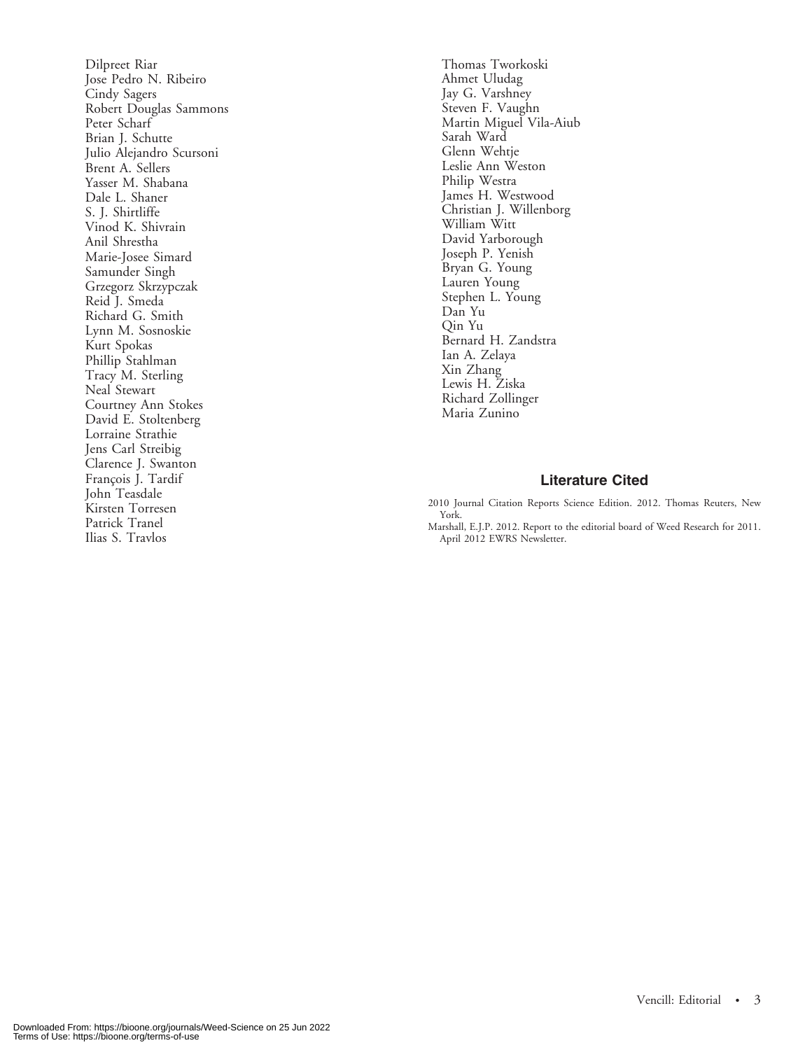Dilpreet Riar
Jose Pedro N. Ribeiro
Cindy Sagers
Robert Douglas Sammons
Peter Scharf
Brian J. Schutte
Julio Alejandro Scursoni
Brent A. Sellers
Yasser M. Shabana
Dale L. Shaner
S. J. Shirtliffe
Vinod K. Shivrain
Anil Shrestha
Marie-Josee Simard
Samunder Singh
Grzegorz Skrzypczak
Reid J. Smeda
Richard G. Smith
Lynn M. Sosnoskie
Kurt Spokas
Phillip Stahlman
Tracy M. Sterling
Neal Stewart
Courtney Ann Stokes
David E. Stoltenberg
Lorraine Strathie
Jens Carl Streibig
Clarence J. Swanton
François J. Tardif
John Teasdale
Kirsten Torresen
Patrick Tranel
Ilias S. Travlos
Thomas Tworkoski
Ahmet Uludag
Jay G. Varshney
Steven F. Vaughn
Martin Miguel Vila-Aiub
Sarah Ward
Glenn Wehtje
Leslie Ann Weston
Philip Westra
James H. Westwood
Christian J. Willenborg
William Witt
David Yarborough
Joseph P. Yenish
Bryan G. Young
Lauren Young
Stephen L. Young
Dan Yu
Qin Yu
Bernard H. Zandstra
Ian A. Zelaya
Xin Zhang
Lewis H. Ziska
Richard Zollinger
Maria Zunino

## Literature Cited

2010 Journal Citation Reports Science Edition. 2012. Thomas Reuters, New York.

Marshall, E.J.P. 2012. Report to the editorial board of Weed Research for 2011. April 2012 EWRS Newsletter.